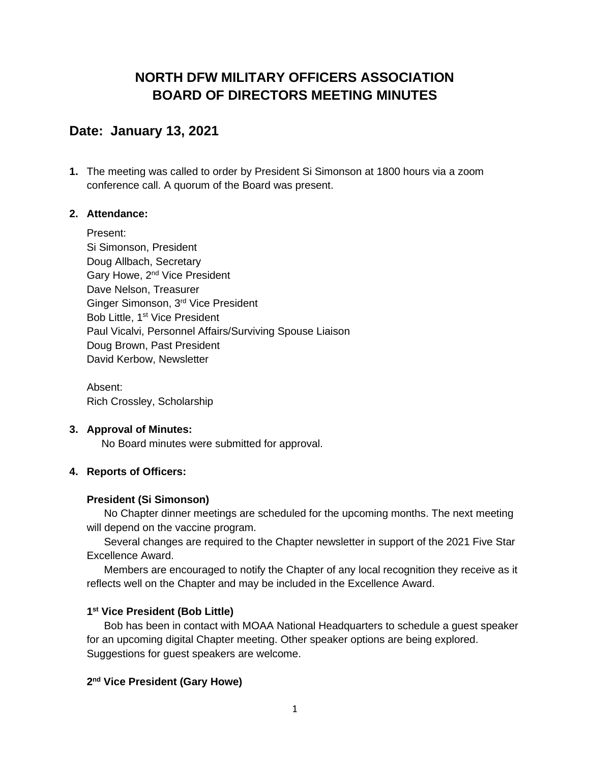# NORTH DFW MILITARY OFFICERS ASSOCIATION BOARD OF DIRECTORS MEETING MINUTES

## Date: January 13, 2021

**1.** The meeting was called to order by President Si Simonson at 1800 hours via a zoom conference call. A quorum of the Board was present.

**2. Attendance:**

Present:
Si Simonson, President
Doug Allbach, Secretary
Gary Howe, 2nd Vice President
Dave Nelson, Treasurer
Ginger Simonson, 3rd Vice President
Bob Little, 1st Vice President
Paul Vicalvi, Personnel Affairs/Surviving Spouse Liaison
Doug Brown, Past President
David Kerbow, Newsletter

Absent:
Rich Crossley, Scholarship

**3. Approval of Minutes:**

No Board minutes were submitted for approval.

**4. Reports of Officers:**

**President (Si Simonson)**

No Chapter dinner meetings are scheduled for the upcoming months. The next meeting will depend on the vaccine program.

Several changes are required to the Chapter newsletter in support of the 2021 Five Star Excellence Award.

Members are encouraged to notify the Chapter of any local recognition they receive as it reflects well on the Chapter and may be included in the Excellence Award.

**1st Vice President (Bob Little)**

Bob has been in contact with MOAA National Headquarters to schedule a guest speaker for an upcoming digital Chapter meeting. Other speaker options are being explored. Suggestions for guest speakers are welcome.

**2nd Vice President (Gary Howe)**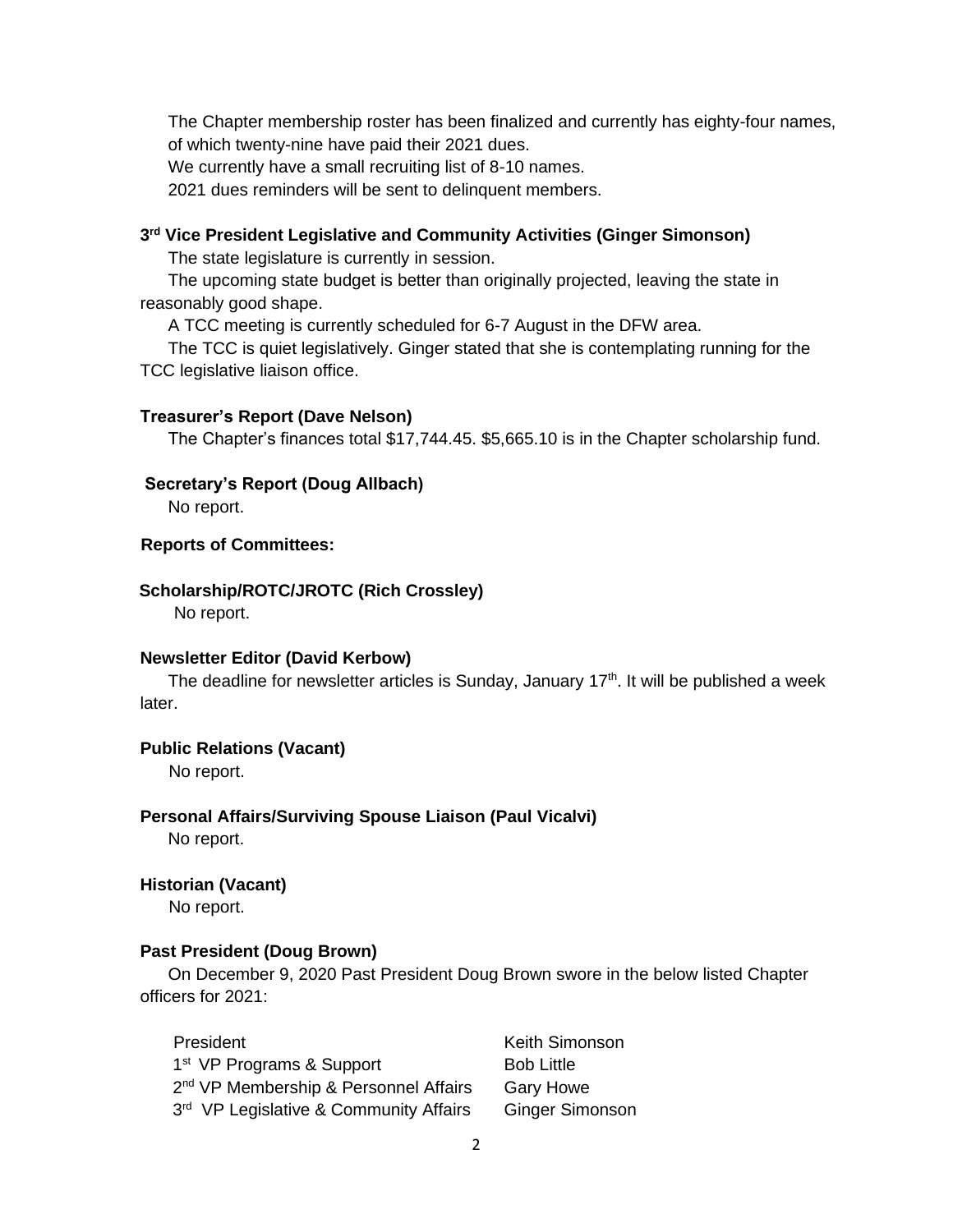The Chapter membership roster has been finalized and currently has eighty-four names, of which twenty-nine have paid their 2021 dues.

We currently have a small recruiting list of 8-10 names.

2021 dues reminders will be sent to delinquent members.

**3rd Vice President Legislative and Community Activities (Ginger Simonson)**

The state legislature is currently in session.

The upcoming state budget is better than originally projected, leaving the state in reasonably good shape.

A TCC meeting is currently scheduled for 6-7 August in the DFW area.

The TCC is quiet legislatively. Ginger stated that she is contemplating running for the TCC legislative liaison office.

**Treasurer's Report (Dave Nelson)**

The Chapter's finances total $17,744.45. $5,665.10 is in the Chapter scholarship fund.

**Secretary's Report (Doug Allbach)**

No report.

**Reports of Committees:**

**Scholarship/ROTC/JROTC (Rich Crossley)**

No report.

**Newsletter Editor (David Kerbow)**

The deadline for newsletter articles is Sunday, January 17th. It will be published a week later.

**Public Relations (Vacant)**

No report.

**Personal Affairs/Surviving Spouse Liaison (Paul Vicalvi)**

No report.

**Historian (Vacant)**

No report.

**Past President (Doug Brown)**

On December 9, 2020 Past President Doug Brown swore in the below listed Chapter officers for 2021:

| | |
|---|---|
| President | Keith Simonson |
| 1st VP Programs & Support | Bob Little |
| 2nd VP Membership & Personnel Affairs | Gary Howe |
| 3rd VP Legislative & Community Affairs | Ginger Simonson |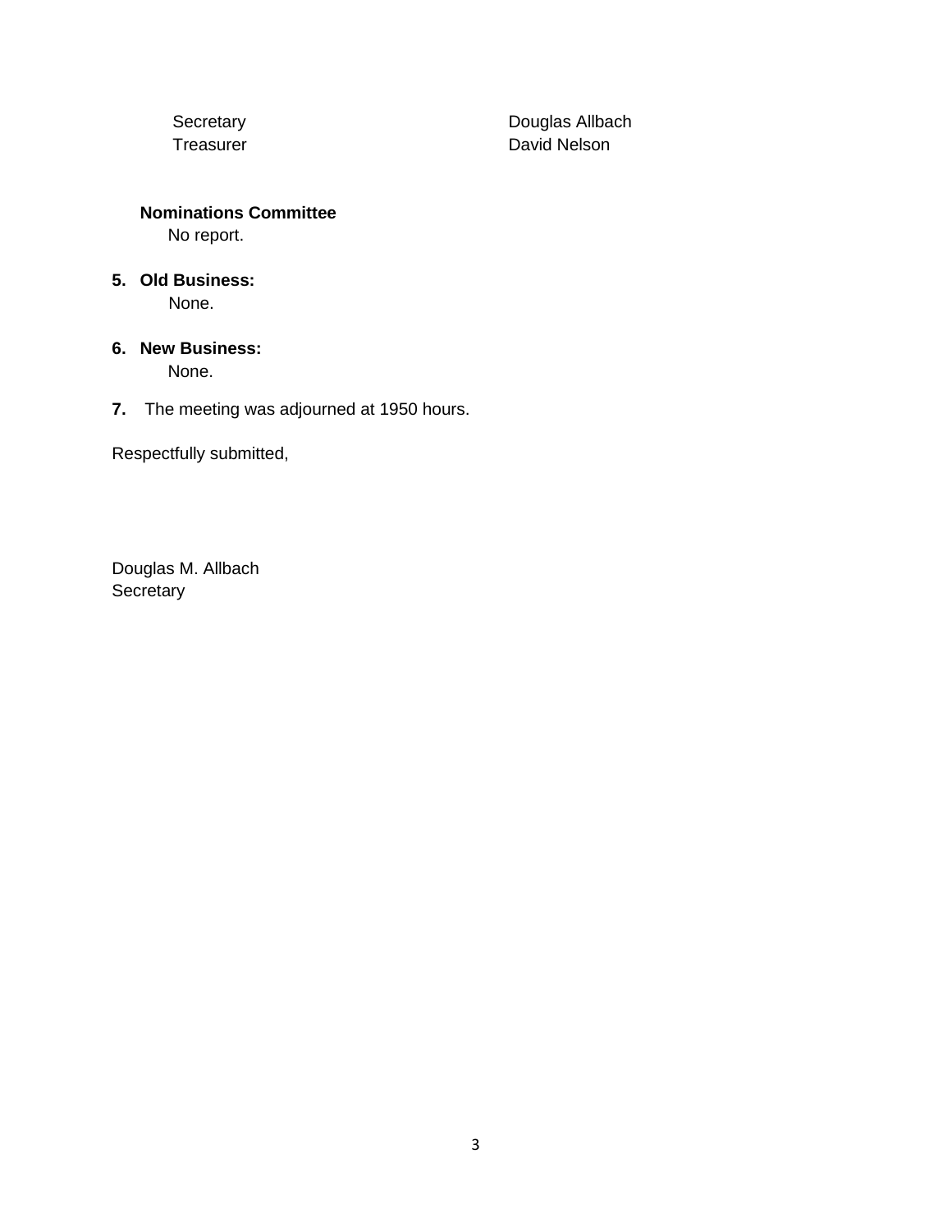| | |
|---|---|
| Secretary | Douglas Allbach |
| Treasurer | David Nelson |

**Nominations Committee**

No report.

**5. Old Business:**

None.

**6. New Business:**

None.

**7.** The meeting was adjourned at 1950 hours.

Respectfully submitted,

Douglas M. Allbach
Secretary